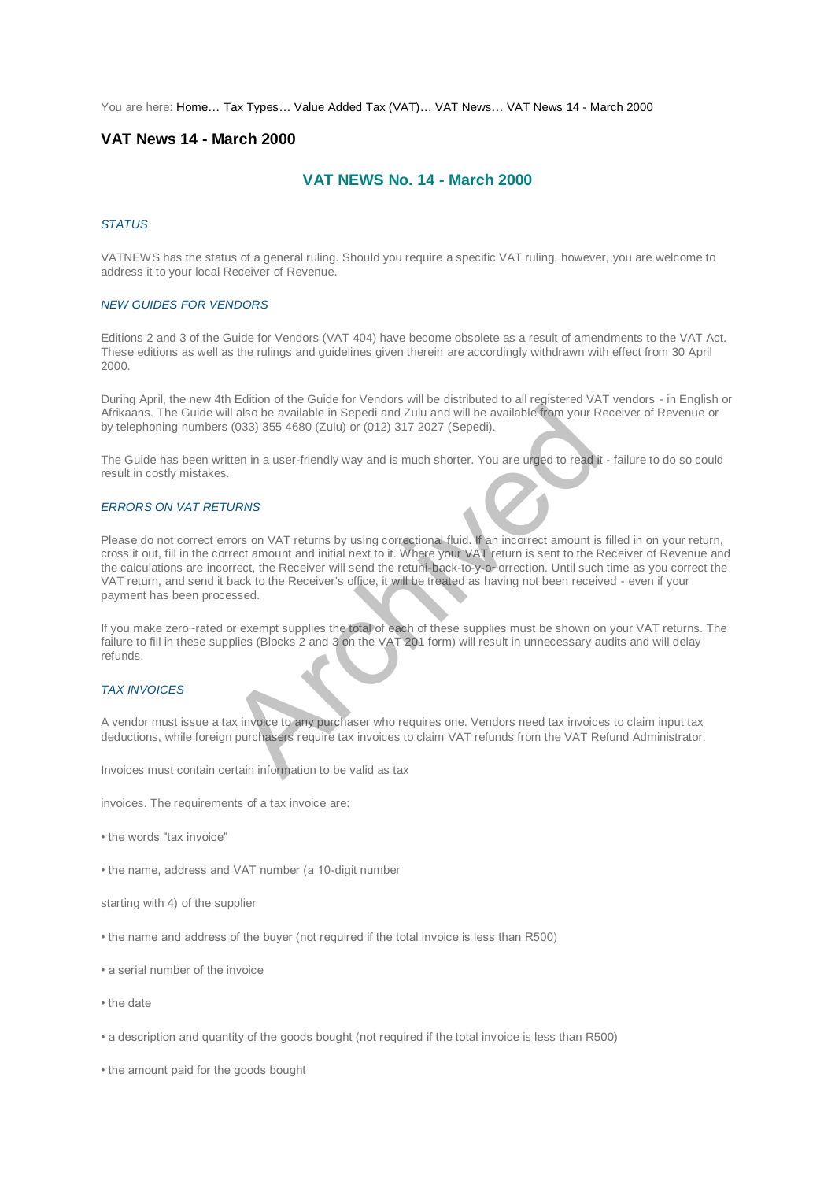You are here: Home… Tax Types… Value Added Tax (VAT)… VAT News… VAT News 14 - March 2000

# VAT News 14 - March 2000

## VAT NEWS No. 14 - March 2000

### *STATUS*

VATNEWS has the status of a general ruling. Should you require a specific VAT ruling, however, you are welcome to address it to your local Receiver of Revenue.

### *NEW GUIDES FOR VENDORS*

Editions 2 and 3 of the Guide for Vendors (VAT 404) have become obsolete as a result of amendments to the VAT Act. These editions as well as the rulings and guidelines given therein are accordingly withdrawn with effect from 30 April 2000.

During April, the new 4th Edition of the Guide for Vendors will be distributed to all registered VAT vendors - in English or Afrikaans. The Guide will also be available in Sepedi and Zulu and will be available from your Receiver of Revenue or by telephoning numbers (033) 355 4680 (Zulu) or (012) 317 2027 (Sepedi).

The Guide has been written in a user-friendly way and is much shorter. You are urged to read it - failure to do so could result in costly mistakes.

### *ERRORS ON VAT RETURNS*

Please do not correct errors on VAT returns by using correctional fluid. If an incorrect amount is filled in on your return, cross it out, fill in the correct amount and initial next to it. Where your VAT return is sent to the Receiver of Revenue and the calculations are incorrect, the Receiver will send the return back to y-o-orrection. Until such time as you correct the VAT return, and send it back to the Receiver's office, it will be treated as having not been received - even if your payment has been processed.

If you make zero~rated or exempt supplies the total of each of these supplies must be shown on your VAT returns. The failure to fill in these supplies (Blocks 2 and 3 on the VAT 201 form) will result in unnecessary audits and will delay refunds.

### *TAX INVOICES*

A vendor must issue a tax invoice to any purchaser who requires one. Vendors need tax invoices to claim input tax deductions, while foreign purchasers require tax invoices to claim VAT refunds from the VAT Refund Administrator.

Invoices must contain certain information to be valid as tax

invoices. The requirements of a tax invoice are:

• the words "tax invoice"

• the name, address and VAT number (a 10-digit number

starting with 4) of the supplier

• the name and address of the buyer (not required if the total invoice is less than R500)

• a serial number of the invoice

• the date

• a description and quantity of the goods bought (not required if the total invoice is less than R500)

• the amount paid for the goods bought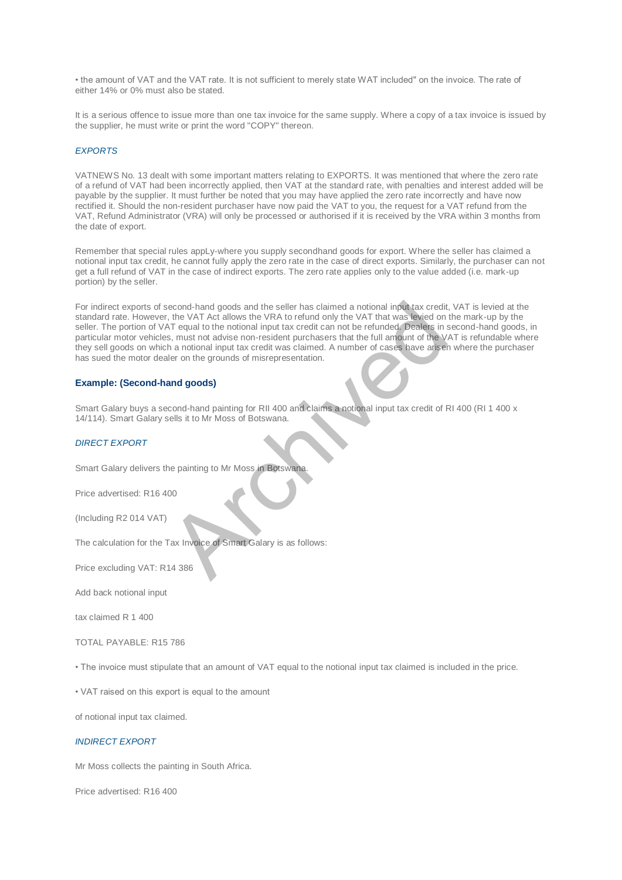• the amount of VAT and the VAT rate. It is not sufficient to merely state WAT included" on the invoice. The rate of either 14% or 0% must also be stated.

It is a serious offence to issue more than one tax invoice for the same supply. Where a copy of a tax invoice is issued by the supplier, he must write or print the word "COPY" thereon.

*EXPORTS*

VATNEWS No. 13 dealt with some important matters relating to EXPORTS. It was mentioned that where the zero rate of a refund of VAT had been incorrectly applied, then VAT at the standard rate, with penalties and interest added will be payable by the supplier. It must further be noted that you may have applied the zero rate incorrectly and have now rectified it. Should the non-resident purchaser have now paid the VAT to you, the request for a VAT refund from the VAT, Refund Administrator (VRA) will only be processed or authorised if it is received by the VRA within 3 months from the date of export.

Remember that special rules appLy-where you supply secondhand goods for export. Where the seller has claimed a notional input tax credit, he cannot fully apply the zero rate in the case of direct exports. Similarly, the purchaser can not get a full refund of VAT in the case of indirect exports. The zero rate applies only to the value added (i.e. mark-up portion) by the seller.

For indirect exports of second-hand goods and the seller has claimed a notional input tax credit, VAT is levied at the standard rate. However, the VAT Act allows the VRA to refund only the VAT that was levied on the mark-up by the seller. The portion of VAT equal to the notional input tax credit can not be refunded. Dealers in second-hand goods, in particular motor vehicles, must not advise non-resident purchasers that the full amount of the VAT is refundable where they sell goods on which a notional input tax credit was claimed. A number of cases have arisen where the purchaser has sued the motor dealer on the grounds of misrepresentation.

### Example: (Second-hand goods)

Smart Galary buys a second-hand painting for RII 400 and claims a notional input tax credit of RI 400 (RI 1 400 x 14/114). Smart Galary sells it to Mr Moss of Botswana.

*DIRECT EXPORT*

Smart Galary delivers the painting to Mr Moss in Botswana.

Price advertised: R16 400

(Including R2 014 VAT)

The calculation for the Tax Invoice of Smart Galary is as follows:

Price excluding VAT: R14 386

Add back notional input

tax claimed R 1 400

TOTAL PAYABLE: R15 786

• The invoice must stipulate that an amount of VAT equal to the notional input tax claimed is included in the price.

• VAT raised on this export is equal to the amount

of notional input tax claimed.

*INDIRECT EXPORT*

Mr Moss collects the painting in South Africa.

Price advertised: R16 400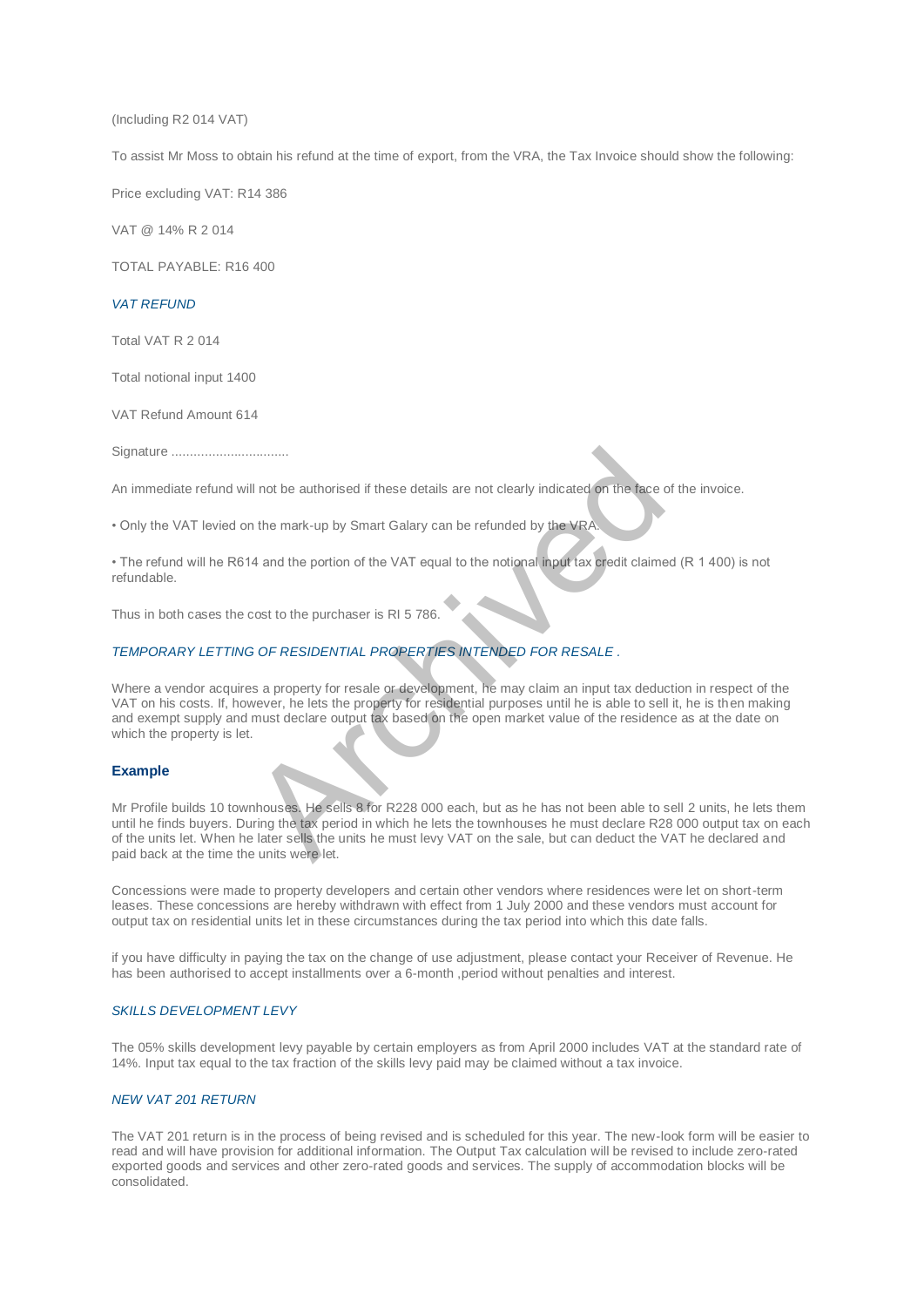(Including R2 014 VAT)

To assist Mr Moss to obtain his refund at the time of export, from the VRA, the Tax Invoice should show the following:

Price excluding VAT: R14 386

VAT @ 14% R 2 014

TOTAL PAYABLE: R16 400

*VAT REFUND*

Total VAT R 2 014

Total notional input 1400

VAT Refund Amount 614

Signature ................................

An immediate refund will not be authorised if these details are not clearly indicated on the face of the invoice.

• Only the VAT levied on the mark-up by Smart Galary can be refunded by the VRA.

• The refund will he R614 and the portion of the VAT equal to the notional input tax credit claimed (R 1 400) is not refundable.

Thus in both cases the cost to the purchaser is RI 5 786.

*TEMPORARY LETTING OF RESIDENTIAL PROPERTIES INTENDED FOR RESALE .*

Where a vendor acquires a property for resale or development, he may claim an input tax deduction in respect of the VAT on his costs. If, however, he lets the property for residential purposes until he is able to sell it, he is then making and exempt supply and must declare output tax based on the open market value of the residence as at the date on which the property is let.

**Example**

Mr Profile builds 10 townhouses. He sells 8 for R228 000 each, but as he has not been able to sell 2 units, he lets them until he finds buyers. During the tax period in which he lets the townhouses he must declare R28 000 output tax on each of the units let. When he later sells the units he must levy VAT on the sale, but can deduct the VAT he declared and paid back at the time the units were let.

Concessions were made to property developers and certain other vendors where residences were let on short-term leases. These concessions are hereby withdrawn with effect from 1 July 2000 and these vendors must account for output tax on residential units let in these circumstances during the tax period into which this date falls.

if you have difficulty in paying the tax on the change of use adjustment, please contact your Receiver of Revenue. He has been authorised to accept installments over a 6-month ,period without penalties and interest.

*SKILLS DEVELOPMENT LEVY*

The 05% skills development levy payable by certain employers as from April 2000 includes VAT at the standard rate of 14%. Input tax equal to the tax fraction of the skills levy paid may be claimed without a tax invoice.

*NEW VAT 201 RETURN*

The VAT 201 return is in the process of being revised and is scheduled for this year. The new-look form will be easier to read and will have provision for additional information. The Output Tax calculation will be revised to include zero-rated exported goods and services and other zero-rated goods and services. The supply of accommodation blocks will be consolidated.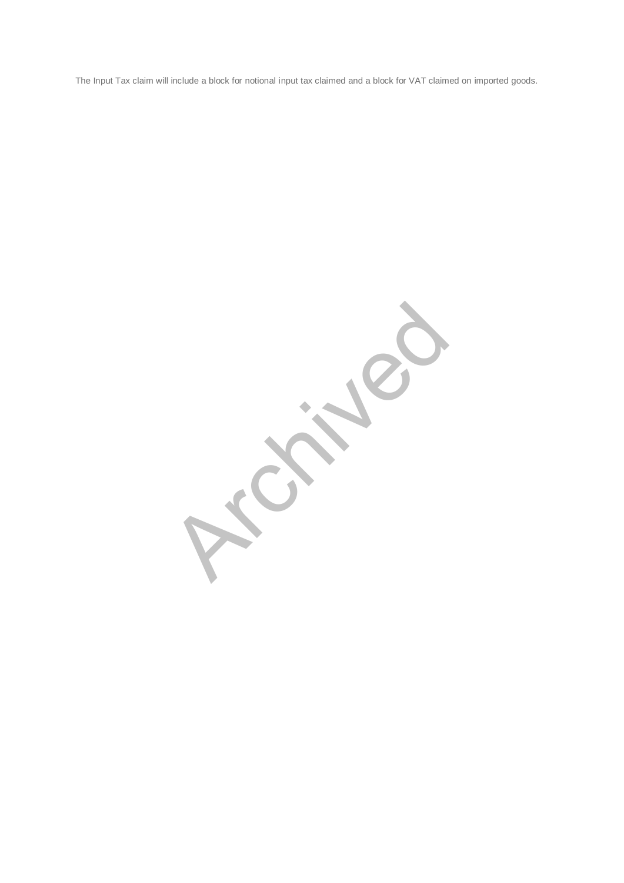The Input Tax claim will include a block for notional input tax claimed and a block for VAT claimed on imported goods.